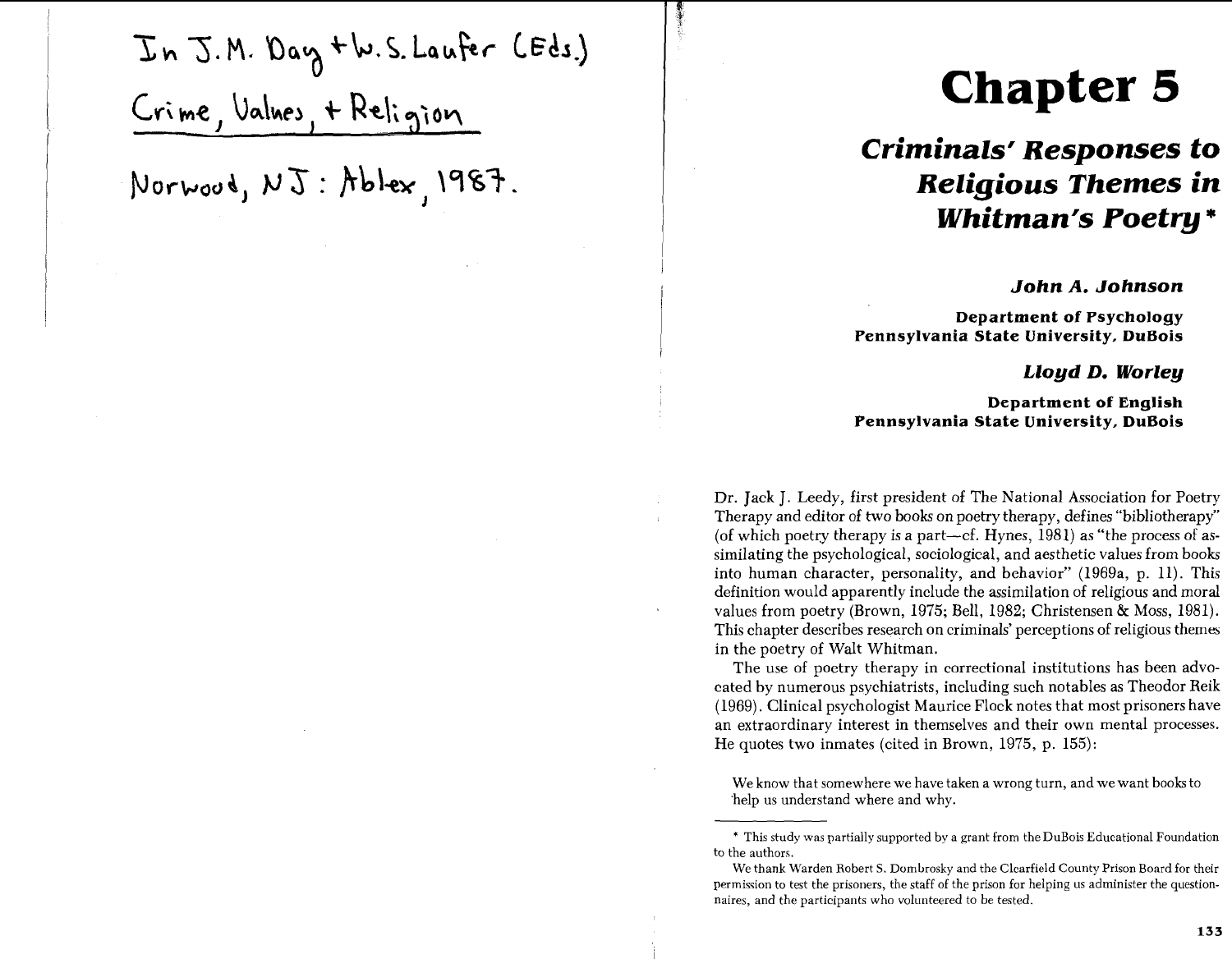In J.M. Day + W.S. Laufer (Eds.)
Crime, Values, + Religion
Norwood, NJ: Ablex, 1987.

# Chapter 5

## *Criminals' Responses to Religious Themes in Whitman's Poetry**

***John A. Johnson***

**Department of Psychology**
**Pennsylvania State University, DuBois**

***Lloyd D. Worley***

**Department of English**
**Pennsylvania State University, DuBois**

Dr. Jack J. Leedy, first president of The National Association for Poetry Therapy and editor of two books on poetry therapy, defines "bibliotherapy" (of which poetry therapy is a part—cf. Hynes, 1981) as "the process of assimilating the psychological, sociological, and aesthetic values from books into human character, personality, and behavior" (1969a, p. 11). This definition would apparently include the assimilation of religious and moral values from poetry (Brown, 1975; Bell, 1982; Christensen & Moss, 1981). This chapter describes research on criminals' perceptions of religious themes in the poetry of Walt Whitman.

The use of poetry therapy in correctional institutions has been advocated by numerous psychiatrists, including such notables as Theodor Reik (1969). Clinical psychologist Maurice Flock notes that most prisoners have an extraordinary interest in themselves and their own mental processes. He quotes two inmates (cited in Brown, 1975, p. 155):

> We know that somewhere we have taken a wrong turn, and we want books to help us understand where and why.

---

\* This study was partially supported by a grant from the DuBois Educational Foundation to the authors.

We thank Warden Robert S. Dombrosky and the Clearfield County Prison Board for their permission to test the prisoners, the staff of the prison for helping us administer the questionnaires, and the participants who volunteered to be tested.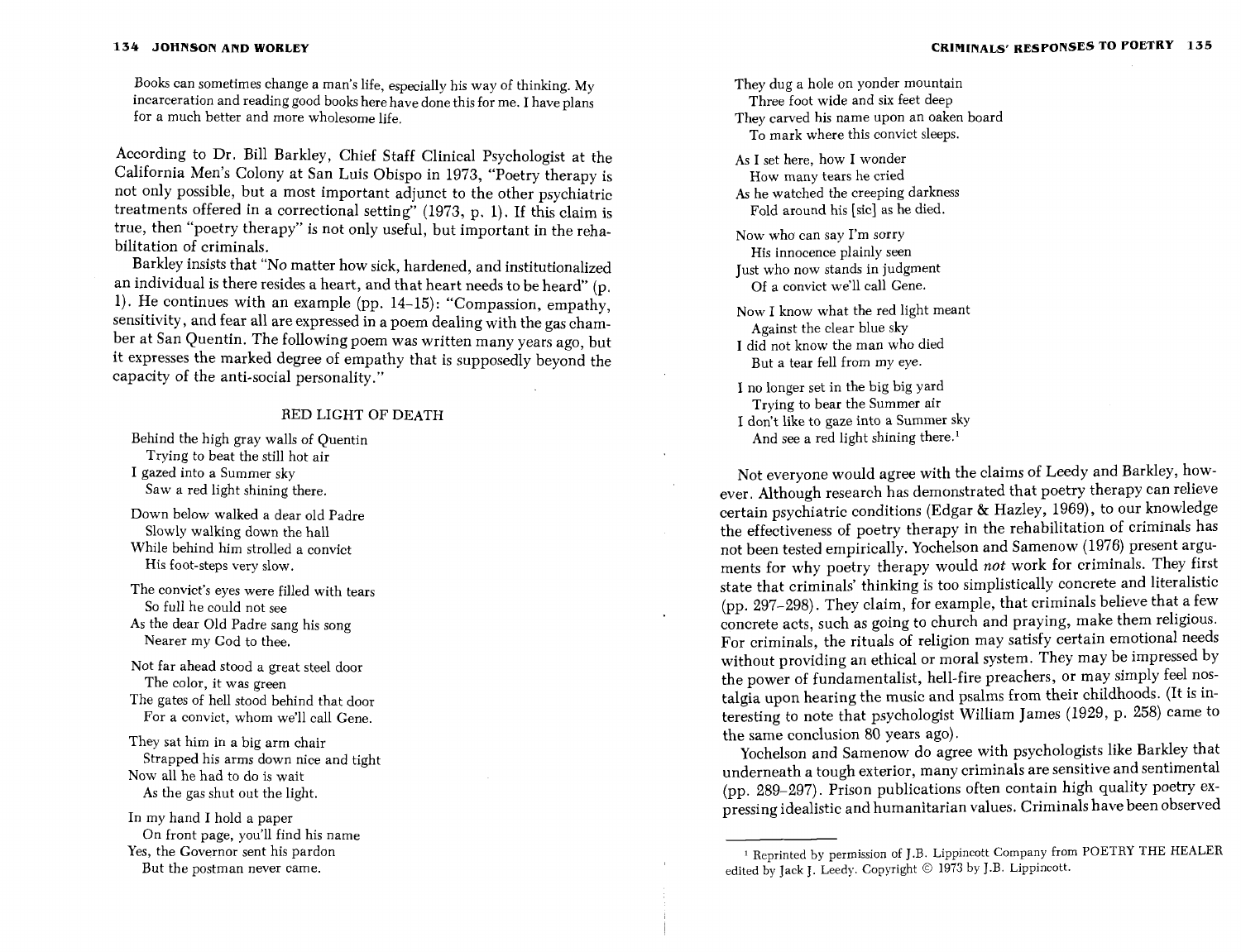Books can sometimes change a man's life, especially his way of thinking. My incarceration and reading good books here have done this for me. I have plans for a much better and more wholesome life.

According to Dr. Bill Barkley, Chief Staff Clinical Psychologist at the California Men's Colony at San Luis Obispo in 1973, "Poetry therapy is not only possible, but a most important adjunct to the other psychiatric treatments offered in a correctional setting" (1973, p. 1). If this claim is true, then "poetry therapy" is not only useful, but important in the rehabilitation of criminals.

Barkley insists that "No matter how sick, hardened, and institutionalized an individual is there resides a heart, and that heart needs to be heard" (p. 1). He continues with an example (pp. 14–15): "Compassion, empathy, sensitivity, and fear all are expressed in a poem dealing with the gas chamber at San Quentin. The following poem was written many years ago, but it expresses the marked degree of empathy that is supposedly beyond the capacity of the anti-social personality."

RED LIGHT OF DEATH

Behind the high gray walls of Quentin
  Trying to beat the still hot air
I gazed into a Summer sky
  Saw a red light shining there.

Down below walked a dear old Padre
  Slowly walking down the hall
While behind him strolled a convict
  His foot-steps very slow.

The convict's eyes were filled with tears
  So full he could not see
As the dear Old Padre sang his song
  Nearer my God to thee.

Not far ahead stood a great steel door
  The color, it was green
The gates of hell stood behind that door
  For a convict, whom we'll call Gene.

They sat him in a big arm chair
  Strapped his arms down nice and tight
Now all he had to do is wait
  As the gas shut out the light.

In my hand I hold a paper
  On front page, you'll find his name
Yes, the Governor sent his pardon
  But the postman never came.

They dug a hole on yonder mountain
  Three foot wide and six feet deep
They carved his name upon an oaken board
  To mark where this convict sleeps.

As I set here, how I wonder
  How many tears he cried
As he watched the creeping darkness
  Fold around his [sic] as he died.

Now who can say I'm sorry
  His innocence plainly seen
Just who now stands in judgment
  Of a convict we'll call Gene.

Now I know what the red light meant
  Against the clear blue sky
I did not know the man who died
  But a tear fell from my eye.

I no longer set in the big big yard
  Trying to bear the Summer air
I don't like to gaze into a Summer sky
  And see a red light shining there.[1]

Not everyone would agree with the claims of Leedy and Barkley, however. Although research has demonstrated that poetry therapy can relieve certain psychiatric conditions (Edgar & Hazley, 1969), to our knowledge the effectiveness of poetry therapy in the rehabilitation of criminals has not been tested empirically. Yochelson and Samenow (1976) present arguments for why poetry therapy would *not* work for criminals. They first state that criminals' thinking is too simplistically concrete and literalistic (pp. 297–298). They claim, for example, that criminals believe that a few concrete acts, such as going to church and praying, make them religious. For criminals, the rituals of religion may satisfy certain emotional needs without providing an ethical or moral system. They may be impressed by the power of fundamentalist, hell-fire preachers, or may simply feel nostalgia upon hearing the music and psalms from their childhoods. (It is interesting to note that psychologist William James (1929, p. 258) came to the same conclusion 80 years ago).

Yochelson and Samenow do agree with psychologists like Barkley that underneath a tough exterior, many criminals are sensitive and sentimental (pp. 289–297). Prison publications often contain high quality poetry expressing idealistic and humanitarian values. Criminals have been observed

[1] Reprinted by permission of J.B. Lippincott Company from POETRY THE HEALER edited by Jack J. Leedy. Copyright © 1973 by J.B. Lippincott.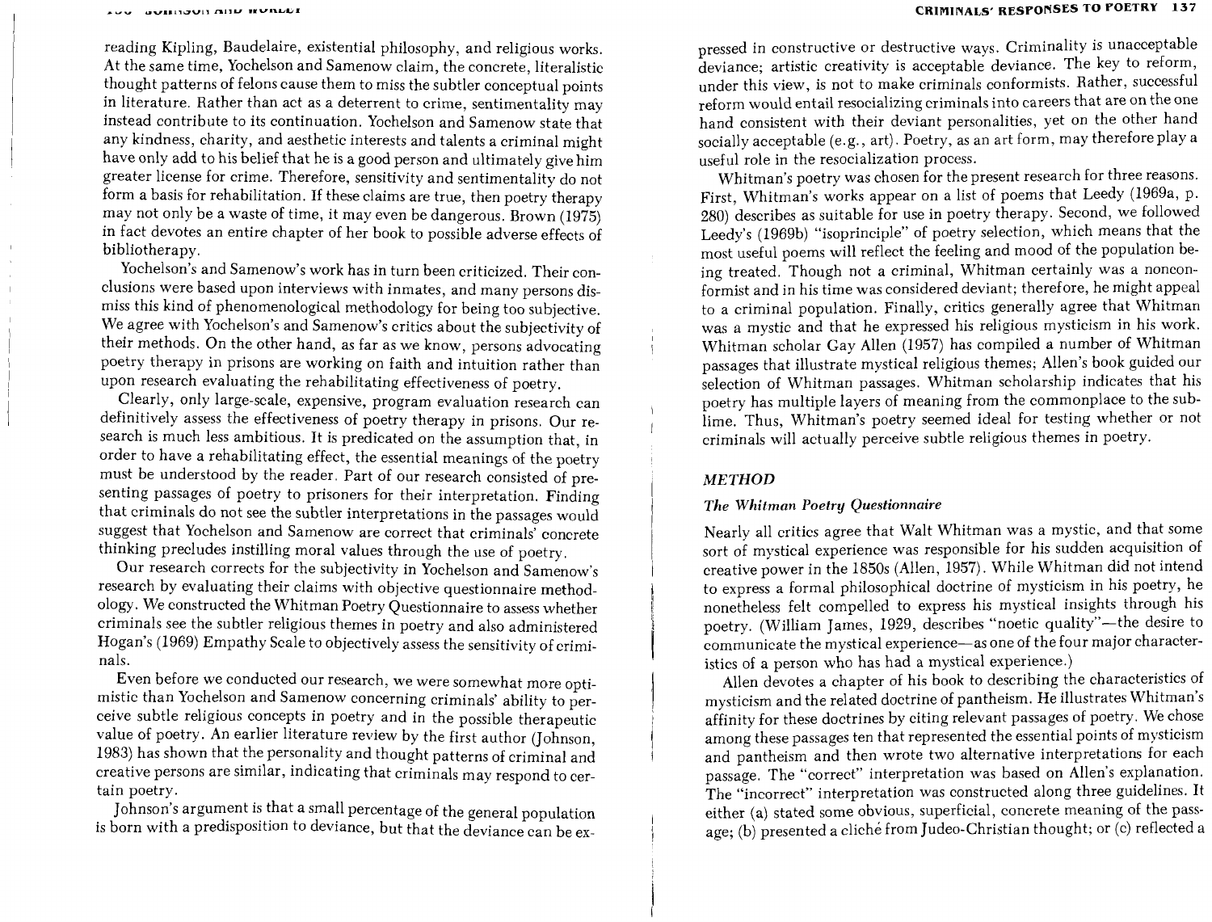reading Kipling, Baudelaire, existential philosophy, and religious works. At the same time, Yochelson and Samenow claim, the concrete, literalistic thought patterns of felons cause them to miss the subtler conceptual points in literature. Rather than act as a deterrent to crime, sentimentality may instead contribute to its continuation. Yochelson and Samenow state that any kindness, charity, and aesthetic interests and talents a criminal might have only add to his belief that he is a good person and ultimately give him greater license for crime. Therefore, sensitivity and sentimentality do not form a basis for rehabilitation. If these claims are true, then poetry therapy may not only be a waste of time, it may even be dangerous. Brown (1975) in fact devotes an entire chapter of her book to possible adverse effects of bibliotherapy.

Yochelson's and Samenow's work has in turn been criticized. Their conclusions were based upon interviews with inmates, and many persons dismiss this kind of phenomenological methodology for being too subjective. We agree with Yochelson's and Samenow's critics about the subjectivity of their methods. On the other hand, as far as we know, persons advocating poetry therapy in prisons are working on faith and intuition rather than upon research evaluating the rehabilitating effectiveness of poetry.

Clearly, only large-scale, expensive, program evaluation research can definitively assess the effectiveness of poetry therapy in prisons. Our research is much less ambitious. It is predicated on the assumption that, in order to have a rehabilitating effect, the essential meanings of the poetry must be understood by the reader. Part of our research consisted of presenting passages of poetry to prisoners for their interpretation. Finding that criminals do not see the subtler interpretations in the passages would suggest that Yochelson and Samenow are correct that criminals' concrete thinking precludes instilling moral values through the use of poetry.

Our research corrects for the subjectivity in Yochelson and Samenow's research by evaluating their claims with objective questionnaire methodology. We constructed the Whitman Poetry Questionnaire to assess whether criminals see the subtler religious themes in poetry and also administered Hogan's (1969) Empathy Scale to objectively assess the sensitivity of criminals.

Even before we conducted our research, we were somewhat more optimistic than Yochelson and Samenow concerning criminals' ability to perceive subtle religious concepts in poetry and in the possible therapeutic value of poetry. An earlier literature review by the first author (Johnson, 1983) has shown that the personality and thought patterns of criminal and creative persons are similar, indicating that criminals may respond to certain poetry.

Johnson's argument is that a small percentage of the general population is born with a predisposition to deviance, but that the deviance can be expressed in constructive or destructive ways. Criminality is unacceptable deviance; artistic creativity is acceptable deviance. The key to reform, under this view, is not to make criminals conformists. Rather, successful reform would entail resocializing criminals into careers that are on the one hand consistent with their deviant personalities, yet on the other hand socially acceptable (e.g., art). Poetry, as an art form, may therefore play a useful role in the resocialization process.

Whitman's poetry was chosen for the present research for three reasons. First, Whitman's works appear on a list of poems that Leedy (1969a, p. 280) describes as suitable for use in poetry therapy. Second, we followed Leedy's (1969b) "isoprinciple" of poetry selection, which means that the most useful poems will reflect the feeling and mood of the population being treated. Though not a criminal, Whitman certainly was a nonconformist and in his time was considered deviant; therefore, he might appeal to a criminal population. Finally, critics generally agree that Whitman was a mystic and that he expressed his religious mysticism in his work. Whitman scholar Gay Allen (1957) has compiled a number of Whitman passages that illustrate mystical religious themes; Allen's book guided our selection of Whitman passages. Whitman scholarship indicates that his poetry has multiple layers of meaning from the commonplace to the sublime. Thus, Whitman's poetry seemed ideal for testing whether or not criminals will actually perceive subtle religious themes in poetry.

## *METHOD*

### *The Whitman Poetry Questionnaire*

Nearly all critics agree that Walt Whitman was a mystic, and that some sort of mystical experience was responsible for his sudden acquisition of creative power in the 1850s (Allen, 1957). While Whitman did not intend to express a formal philosophical doctrine of mysticism in his poetry, he nonetheless felt compelled to express his mystical insights through his poetry. (William James, 1929, describes "noetic quality"—the desire to communicate the mystical experience—as one of the four major characteristics of a person who has had a mystical experience.)

Allen devotes a chapter of his book to describing the characteristics of mysticism and the related doctrine of pantheism. He illustrates Whitman's affinity for these doctrines by citing relevant passages of poetry. We chose among these passages ten that represented the essential points of mysticism and pantheism and then wrote two alternative interpretations for each passage. The "correct" interpretation was based on Allen's explanation. The "incorrect" interpretation was constructed along three guidelines. It either (a) stated some obvious, superficial, concrete meaning of the passage; (b) presented a cliché from Judeo-Christian thought; or (c) reflected a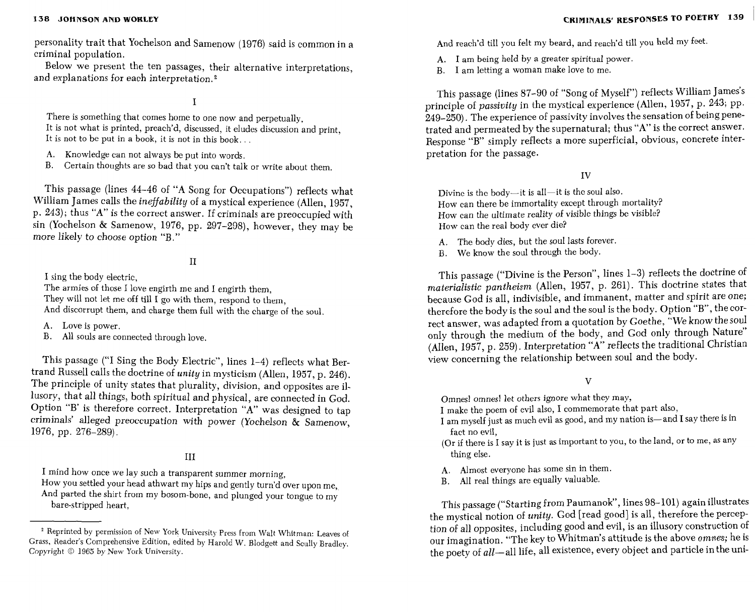personality trait that Yochelson and Samenow (1976) said is common in a criminal population.

Below we present the ten passages, their alternative interpretations, and explanations for each interpretation.[2]

## I

> There is something that comes home to one now and perpetually,
> It is not what is printed, preach'd, discussed, it eludes discussion and print,
> It is not to be put in a book, it is not in this book. . .

A. Knowledge can not always be put into words.
B. Certain thoughts are so bad that you can't talk or write about them.

This passage (lines 44–46 of "A Song for Occupations") reflects what William James calls the *ineffability* of a mystical experience (Allen, 1957, p. 243); thus "A" is the correct answer. If criminals are preoccupied with sin (Yochelson & Samenow, 1976, pp. 297–298), however, they may be more likely to choose option "B."

## II

> I sing the body electric,
> The armies of those I love engirth me and I engirth them,
> They will not let me off till I go with them, respond to them,
> And discorrupt them, and charge them full with the charge of the soul.

A. Love is power.
B. All souls are connected through love.

This passage ("I Sing the Body Electric", lines 1–4) reflects what Bertrand Russell calls the doctrine of *unity* in mysticism (Allen, 1957, p. 246). The principle of unity states that plurality, division, and opposites are illusory, that all things, both spiritual and physical, are connected in God. Option "B' is therefore correct. Interpretation "A" was designed to tap criminals' alleged preoccupation with power (Yochelson & Samenow, 1976, pp. 276–289).

## III

> I mind how once we lay such a transparent summer morning,
> How you settled your head athwart my hips and gently turn'd over upon me,
> And parted the shirt from my bosom-bone, and plunged your tongue to my bare-stripped heart,
> And reach'd till you felt my beard, and reach'd till you held my feet.

A. I am being held by a greater spiritual power.
B. I am letting a woman make love to me.

This passage (lines 87–90 of "Song of Myself") reflects William James's principle of *passivity* in the mystical experience (Allen, 1957, p. 243; pp. 249–250). The experience of passivity involves the sensation of being penetrated and permeated by the supernatural; thus "A" is the correct answer. Response "B" simply reflects a more superficial, obvious, concrete interpretation for the passage.

## IV

> Divine is the body—it is all—it is the soul also.
> How can there be immortality except through mortality?
> How can the ultimate reality of visible things be visible?
> How can the real body ever die?

A. The body dies, but the soul lasts forever.
B. We know the soul through the body.

This passage ("Divine is the Person", lines 1–3) reflects the doctrine of *materialistic pantheism* (Allen, 1957, p. 261). This doctrine states that because God is all, indivisible, and immanent, matter and spirit are one; therefore the body is the soul and the soul is the body. Option "B", the correct answer, was adapted from a quotation by Goethe, "We know the soul only through the medium of the body, and God only through Nature" (Allen, 1957, p. 259). Interpretation "A" reflects the traditional Christian view concerning the relationship between soul and the body.

## V

> Omnes! omnes! let others ignore what they may,
> I make the poem of evil also, I commemorate that part also,
> I am myself just as much evil as good, and my nation is—and I say there is in fact no evil,
> (Or if there is I say it is just as important to you, to the land, or to me, as any thing else.

A. Almost everyone has some sin in them.
B. All real things are equally valuable.

This passage ("Starting from Paumanok", lines 98–101) again illustrates the mystical notion of *unity*. God [read good] is all, therefore the perception of all opposites, including good and evil, is an illusory construction of our imagination. "The key to Whitman's attitude is the above *omnes;* he is the poety of *all*—all life, all existence, every object and particle in the uni-

---

[2] Reprinted by permission of New York University Press from Walt Whitman: Leaves of Grass, Reader's Comprehensive Edition, edited by Harold W. Blodgett and Scully Bradley. Copyright © 1965 by New York University.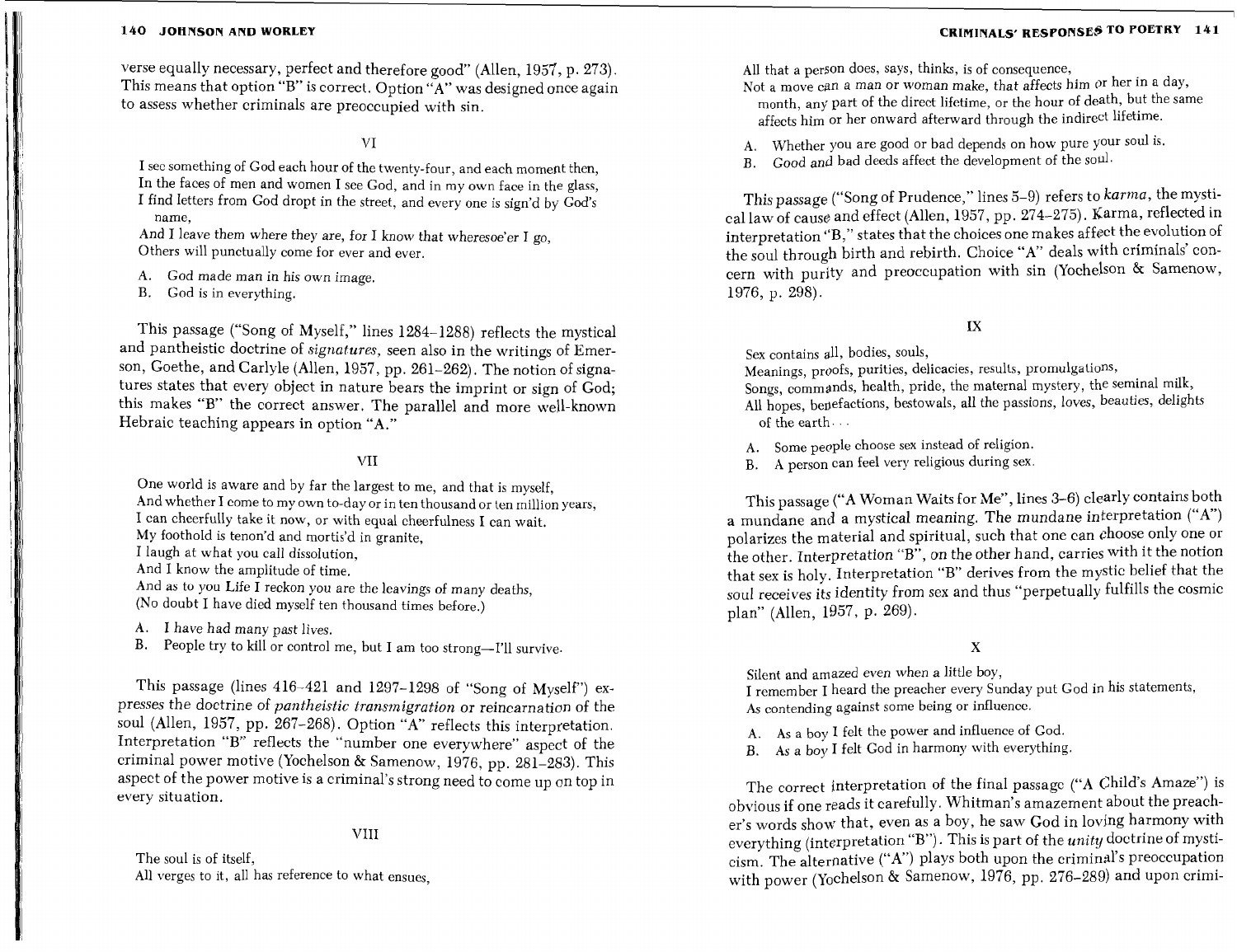verse equally necessary, perfect and therefore good" (Allen, 1957, p. 273). This means that option "B" is correct. Option "A" was designed once again to assess whether criminals are preoccupied with sin.

VI

> I see something of God each hour of the twenty-four, and each moment then,
> In the faces of men and women I see God, and in my own face in the glass,
> I find letters from God dropt in the street, and every one is sign'd by God's name,
> And I leave them where they are, for I know that wheresoe'er I go,
> Others will punctually come for ever and ever.

A. God made man in his own image.
B. God is in everything.

This passage ("Song of Myself," lines 1284–1288) reflects the mystical and pantheistic doctrine of *signatures*, seen also in the writings of Emerson, Goethe, and Carlyle (Allen, 1957, pp. 261–262). The notion of signatures states that every object in nature bears the imprint or sign of God; this makes "B" the correct answer. The parallel and more well-known Hebraic teaching appears in option "A."

VII

> One world is aware and by far the largest to me, and that is myself,
> And whether I come to my own to-day or in ten thousand or ten million years,
> I can cheerfully take it now, or with equal cheerfulness I can wait.
> My foothold is tenon'd and mortis'd in granite,
> I laugh at what you call dissolution,
> And I know the amplitude of time.
> And as to you Life I reckon you are the leavings of many deaths,
> (No doubt I have died myself ten thousand times before.)

A. I have had many past lives.
B. People try to kill or control me, but I am too strong—I'll survive.

This passage (lines 416–421 and 1297–1298 of "Song of Myself") expresses the doctrine of *pantheistic transmigration* or reincarnation of the soul (Allen, 1957, pp. 267–268). Option "A" reflects this interpretation. Interpretation "B" reflects the "number one everywhere" aspect of the criminal power motive (Yochelson & Samenow, 1976, pp. 281–283). This aspect of the power motive is a criminal's strong need to come up on top in every situation.

VIII

> The soul is of itself,
> All verges to it, all has reference to what ensues,
> All that a person does, says, thinks, is of consequence,
> Not a move can a man or woman make, that affects him or her in a day, month, any part of the direct lifetime, or the hour of death, but the same affects him or her onward afterward through the indirect lifetime.

A. Whether you are good or bad depends on how pure your soul is.
B. Good and bad deeds affect the development of the soul.

This passage ("Song of Prudence," lines 5–9) refers to *karma*, the mystical law of cause and effect (Allen, 1957, pp. 274–275). Karma, reflected in interpretation "B," states that the choices one makes affect the evolution of the soul through birth and rebirth. Choice "A" deals with criminals' concern with purity and preoccupation with sin (Yochelson & Samenow, 1976, p. 298).

IX

> Sex contains all, bodies, souls,
> Meanings, proofs, purities, delicacies, results, promulgations,
> Songs, commands, health, pride, the maternal mystery, the seminal milk,
> All hopes, benefactions, bestowals, all the passions, loves, beauties, delights of the earth . . .

A. Some people choose sex instead of religion.
B. A person can feel very religious during sex.

This passage ("A Woman Waits for Me", lines 3–6) clearly contains both a mundane and a mystical meaning. The mundane interpretation ("A") polarizes the material and spiritual, such that one can choose only one or the other. Interpretation "B", on the other hand, carries with it the notion that sex is holy. Interpretation "B" derives from the mystic belief that the soul receives its identity from sex and thus "perpetually fulfills the cosmic plan" (Allen, 1957, p. 269).

X

> Silent and amazed even when a little boy,
> I remember I heard the preacher every Sunday put God in his statements,
> As contending against some being or influence.

A. As a boy I felt the power and influence of God.
B. As a boy I felt God in harmony with everything.

The correct interpretation of the final passage ("A Child's Amaze") is obvious if one reads it carefully. Whitman's amazement about the preacher's words show that, even as a boy, he saw God in loving harmony with everything (interpretation "B"). This is part of the *unity* doctrine of mysticism. The alternative ("A") plays both upon the criminal's preoccupation with power (Yochelson & Samenow, 1976, pp. 276–289) and upon crimi-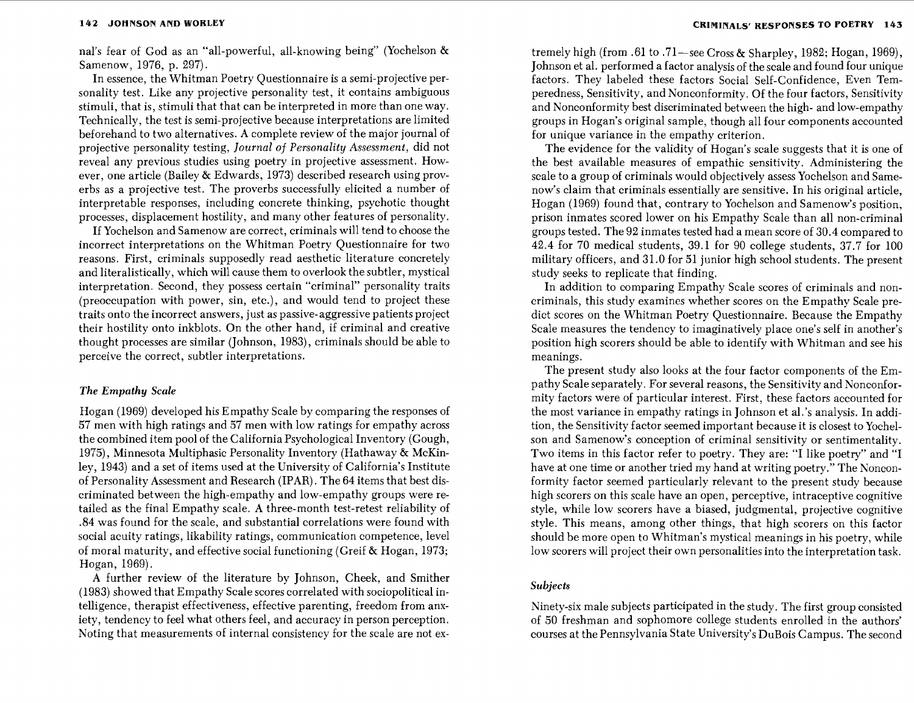nal's fear of God as an "all-powerful, all-knowing being" (Yochelson & Samenow, 1976, p. 297).

In essence, the Whitman Poetry Questionnaire is a semi-projective personality test. Like any projective personality test, it contains ambiguous stimuli, that is, stimuli that that can be interpreted in more than one way. Technically, the test is semi-projective because interpretations are limited beforehand to two alternatives. A complete review of the major journal of projective personality testing, *Journal of Personality Assessment,* did not reveal any previous studies using poetry in projective assessment. However, one article (Bailey & Edwards, 1973) described research using proverbs as a projective test. The proverbs successfully elicited a number of interpretable responses, including concrete thinking, psychotic thought processes, displacement hostility, and many other features of personality.

If Yochelson and Samenow are correct, criminals will tend to choose the incorrect interpretations on the Whitman Poetry Questionnaire for two reasons. First, criminals supposedly read aesthetic literature concretely and literalistically, which will cause them to overlook the subtler, mystical interpretation. Second, they possess certain "criminal" personality traits (preoccupation with power, sin, etc.), and would tend to project these traits onto the incorrect answers, just as passive-aggressive patients project their hostility onto inkblots. On the other hand, if criminal and creative thought processes are similar (Johnson, 1983), criminals should be able to perceive the correct, subtler interpretations.

### *The Empathy Scale*

Hogan (1969) developed his Empathy Scale by comparing the responses of 57 men with high ratings and 57 men with low ratings for empathy across the combined item pool of the California Psychological Inventory (Gough, 1975), Minnesota Multiphasic Personality Inventory (Hathaway & McKinley, 1943) and a set of items used at the University of California's Institute of Personality Assessment and Research (IPAR). The 64 items that best discriminated between the high-empathy and low-empathy groups were retailed as the final Empathy scale. A three-month test-retest reliability of .84 was found for the scale, and substantial correlations were found with social acuity ratings, likability ratings, communication competence, level of moral maturity, and effective social functioning (Greif & Hogan, 1973; Hogan, 1969).

A further review of the literature by Johnson, Cheek, and Smither (1983) showed that Empathy Scale scores correlated with sociopolitical intelligence, therapist effectiveness, effective parenting, freedom from anxiety, tendency to feel what others feel, and accuracy in person perception. Noting that measurements of internal consistency for the scale are not extremely high (from .61 to .71—see Cross & Sharpley, 1982; Hogan, 1969), Johnson et al. performed a factor analysis of the scale and found four unique factors. They labeled these factors Social Self-Confidence, Even Temperedness, Sensitivity, and Nonconformity. Of the four factors, Sensitivity and Nonconformity best discriminated between the high- and low-empathy groups in Hogan's original sample, though all four components accounted for unique variance in the empathy criterion.

The evidence for the validity of Hogan's scale suggests that it is one of the best available measures of empathic sensitivity. Administering the scale to a group of criminals would objectively assess Yochelson and Samenow's claim that criminals essentially are sensitive. In his original article, Hogan (1969) found that, contrary to Yochelson and Samenow's position, prison inmates scored lower on his Empathy Scale than all non-criminal groups tested. The 92 inmates tested had a mean score of 30.4 compared to 42.4 for 70 medical students, 39.1 for 90 college students, 37.7 for 100 military officers, and 31.0 for 51 junior high school students. The present study seeks to replicate that finding.

In addition to comparing Empathy Scale scores of criminals and noncriminals, this study examines whether scores on the Empathy Scale predict scores on the Whitman Poetry Questionnaire. Because the Empathy Scale measures the tendency to imaginatively place one's self in another's position high scorers should be able to identify with Whitman and see his meanings.

The present study also looks at the four factor components of the Empathy Scale separately. For several reasons, the Sensitivity and Nonconformity factors were of particular interest. First, these factors accounted for the most variance in empathy ratings in Johnson et al.'s analysis. In addition, the Sensitivity factor seemed important because it is closest to Yochelson and Samenow's conception of criminal sensitivity or sentimentality. Two items in this factor refer to poetry. They are: "I like poetry" and "I have at one time or another tried my hand at writing poetry." The Nonconformity factor seemed particularly relevant to the present study because high scorers on this scale have an open, perceptive, intraceptive cognitive style, while low scorers have a biased, judgmental, projective cognitive style. This means, among other things, that high scorers on this factor should be more open to Whitman's mystical meanings in his poetry, while low scorers will project their own personalities into the interpretation task.

### *Subjects*

Ninety-six male subjects participated in the study. The first group consisted of 50 freshman and sophomore college students enrolled in the authors' courses at the Pennsylvania State University's DuBois Campus. The second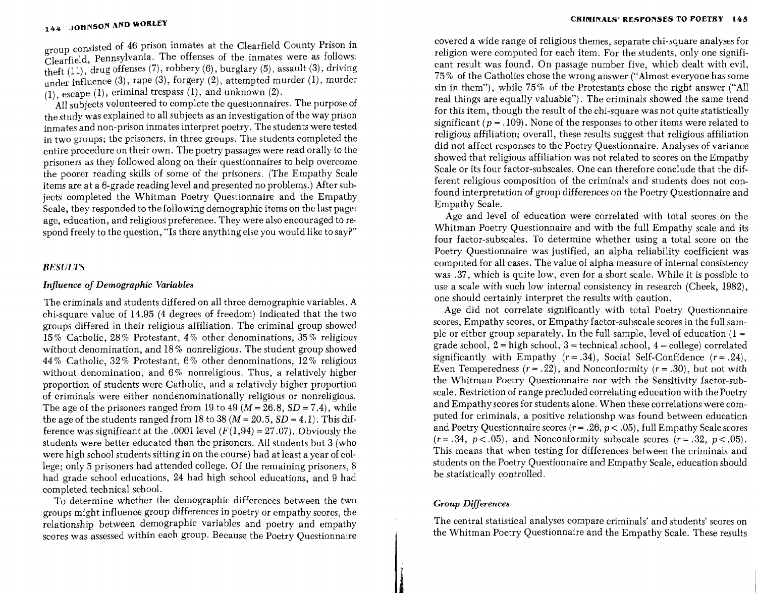group consisted of 46 prison inmates at the Clearfield County Prison in Clearfield, Pennsylvania. The offenses of the inmates were as follows: theft (11), drug offenses (7), robbery (6), burglary (5), assault (3), driving under influence (3), rape (3), forgery (2), attempted murder (1), murder (1), escape (1), criminal trespass (1), and unknown (2).

All subjects volunteered to complete the questionnaires. The purpose of the study was explained to all subjects as an investigation of the way prison inmates and non-prison inmates interpret poetry. The students were tested in two groups; the prisoners, in three groups. The students completed the entire procedure on their own. The poetry passages were read orally to the prisoners as they followed along on their questionnaires to help overcome the poorer reading skills of some of the prisoners. (The Empathy Scale items are at a 6-grade reading level and presented no problems.) After subjects completed the Whitman Poetry Questionnaire and the Empathy Scale, they responded to the following demographic items on the last page: age, education, and religious preference. They were also encouraged to respond freely to the question, "Is there anything else you would like to say?"

## *RESULTS*

### *Influence of Demographic Variables*

The criminals and students differed on all three demographic variables. A chi-square value of 14.95 (4 degrees of freedom) indicated that the two groups differed in their religious affiliation. The criminal group showed 15% Catholic, 28% Protestant, 4% other denominations, 35% religious without denomination, and 18% nonreligious. The student group showed 44% Catholic, 32% Protestant, 6% other denominations, 12% religious without denomination, and 6% nonreligious. Thus, a relatively higher proportion of students were Catholic, and a relatively higher proportion of criminals were either nondenominationally religious or nonreligious. The age of the prisoners ranged from 19 to 49 ($M = 26.8$, $SD = 7.4$), while the age of the students ranged from 18 to 38 ($M = 20.5$, $SD = 4.1$). This difference was significant at the .0001 level ($F(1,94) = 27.07$). Obviously the students were better educated than the prisoners. All students but 3 (who were high school students sitting in on the course) had at least a year of college; only 5 prisoners had attended college. Of the remaining prisoners, 8 had grade school educations, 24 had high school educations, and 9 had completed technical school.

To determine whether the demographic differences between the two groups might influence group differences in poetry or empathy scores, the relationship between demographic variables and poetry and empathy scores was assessed within each group. Because the Poetry Questionnaire covered a wide range of religious themes, separate chi-square analyses for religion were computed for each item. For the students, only one significant result was found. On passage number five, which dealt with evil, 75% of the Catholics chose the wrong answer ("Almost everyone has some sin in them"), while 75% of the Protestants chose the right answer ("All real things are equally valuable"). The criminals showed the same trend for this item, though the result of the chi-square was not quite statistically significant ($p = .109$). None of the responses to other items were related to religious affiliation; overall, these results suggest that religious affiliation did not affect responses to the Poetry Questionnaire. Analyses of variance showed that religious affiliation was not related to scores on the Empathy Scale or its four factor-subscales. One can therefore conclude that the different religious composition of the criminals and students does not confound interpretation of group differences on the Poetry Questionnaire and Empathy Scale.

Age and level of education were correlated with total scores on the Whitman Poetry Questionnaire and with the full Empathy scale and its four factor-subscales. To determine whether using a total score on the Poetry Questionnaire was justified, an alpha reliability coefficient was computed for all cases. The value of alpha measure of internal consistency was .37, which is quite low, even for a short scale. While it is possible to use a scale with such low internal consistency in research (Cheek, 1982), one should certainly interpret the results with caution.

Age did not correlate significantly with total Poetry Questionnaire scores, Empathy scores, or Empathy factor-subscale scores in the full sample or either group separately. In the full sample, level of education (1 = grade school, 2 = high school, 3 = technical school, 4 = college) correlated significantly with Empathy ($r = .34$), Social Self-Confidence ($r = .24$), Even Temperedness ($r = .22$), and Nonconformity ($r = .30$), but not with the Whitman Poetry Questionnaire nor with the Sensitivity factor-subscale. Restriction of range precluded correlating education with the Poetry and Empathy scores for students alone. When these correlations were computed for criminals, a positive relationshp was found between education and Poetry Questionnaire scores ($r = .26$, $p < .05$), full Empathy Scale scores ($r = .34$, $p < .05$), and Nonconformity subscale scores ($r = .32$, $p < .05$). This means that when testing for differences between the criminals and students on the Poetry Questionnaire and Empathy Scale, education should be statistically controlled.

### *Group Differences*

The central statistical analyses compare criminals' and students' scores on the Whitman Poetry Questionnaire and the Empathy Scale. These results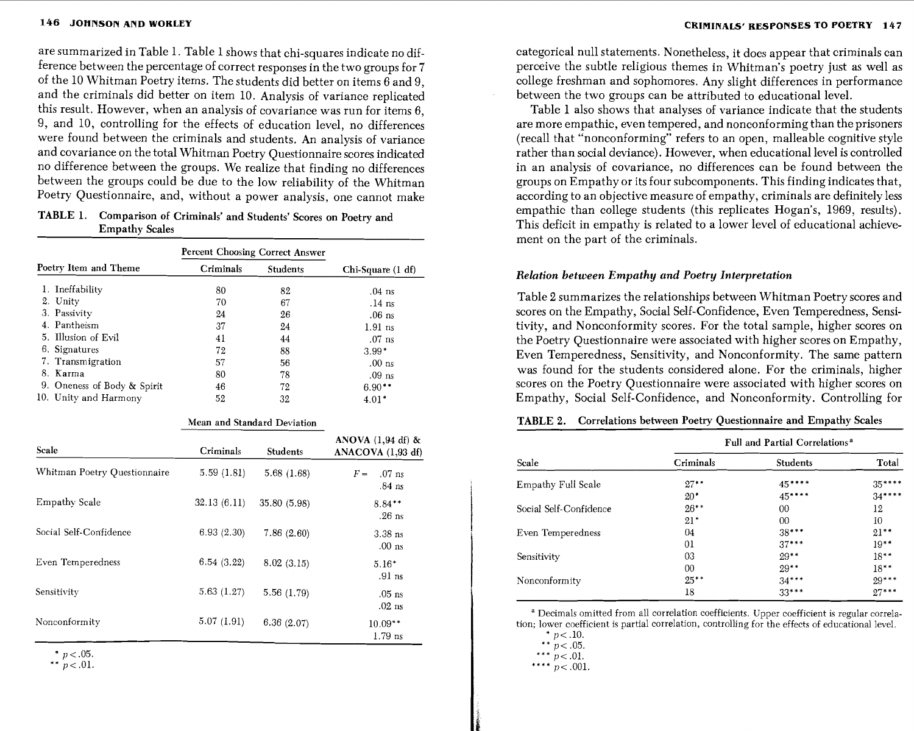are summarized in Table 1. Table 1 shows that chi-squares indicate no difference between the percentage of correct responses in the two groups for 7 of the 10 Whitman Poetry items. The students did better on items 6 and 9, and the criminals did better on item 10. Analysis of variance replicated this result. However, when an analysis of covariance was run for items 6, 9, and 10, controlling for the effects of education level, no differences were found between the criminals and students. An analysis of variance and covariance on the total Whitman Poetry Questionnaire scores indicated no difference between the groups. We realize that finding no differences between the groups could be due to the low reliability of the Whitman Poetry Questionnaire, and, without a power analysis, one cannot make categorical null statements. Nonetheless, it does appear that criminals can perceive the subtle religious themes in Whitman's poetry just as well as college freshman and sophomores. Any slight differences in performance between the two groups can be attributed to educational level.

**TABLE 1. Comparison of Criminals' and Students' Scores on Poetry and Empathy Scales**

| Poetry Item and Theme | Percent Choosing Correct Answer | | |
|---|---|---|---|
| | Criminals | Students | Chi-Square (1 df) |
| 1. Ineffability | 80 | 82 | .04 ns |
| 2. Unity | 70 | 67 | .14 ns |
| 3. Passivity | 24 | 26 | .06 ns |
| 4. Pantheism | 37 | 24 | 1.91 ns |
| 5. Illusion of Evil | 41 | 44 | .07 ns |
| 6. Signatures | 72 | 88 | 3.99* |
| 7. Transmigration | 57 | 56 | .00 ns |
| 8. Karma | 80 | 78 | .09 ns |
| 9. Oneness of Body & Spirit | 46 | 72 | 6.90** |
| 10. Unity and Harmony | 52 | 32 | 4.01* |

| Scale | Mean and Standard Deviation | | |
|---|---|---|---|
| | Criminals | Students | ANOVA (1,94 df) & ANACOVA (1,93 df) |
| Whitman Poetry Questionnaire | 5.59 (1.81) | 5.68 (1.68) | $F =$ .07 ns<br>.84 ns |
| Empathy Scale | 32.13 (6.11) | 35.80 (5.98) | 8.84**<br>.26 ns |
| Social Self-Confidence | 6.93 (2.30) | 7.86 (2.60) | 3.38 ns<br>.00 ns |
| Even Temperedness | 6.54 (3.22) | 8.02 (3.15) | 5.16*<br>.91 ns |
| Sensitivity | 5.63 (1.27) | 5.56 (1.79) | .05 ns<br>.02 ns |
| Nonconformity | 5.07 (1.91) | 6.36 (2.07) | 10.09**<br>1.79 ns |

\* $p < .05$.
\** $p < .01$.

Table 1 also shows that analyses of variance indicate that the students are more empathic, even tempered, and nonconforming than the prisoners (recall that "nonconforming" refers to an open, malleable cognitive style rather than social deviance). However, when educational level is controlled in an analysis of covariance, no differences can be found between the groups on Empathy or its four subcomponents. This finding indicates that, according to an objective measure of empathy, criminals are definitely less empathic than college students (this replicates Hogan's, 1969, results). This deficit in empathy is related to a lower level of educational achievement on the part of the criminals.

### *Relation between Empathy and Poetry Interpretation*

Table 2 summarizes the relationships between Whitman Poetry scores and scores on the Empathy, Social Self-Confidence, Even Temperedness, Sensitivity, and Nonconformity scores. For the total sample, higher scores on the Poetry Questionnaire were associated with higher scores on Empathy, Even Temperedness, Sensitivity, and Nonconformity. The same pattern was found for the students considered alone. For the criminals, higher scores on the Poetry Questionnaire were associated with higher scores on Empathy, Social Self-Confidence, and Nonconformity. Controlling for

**TABLE 2. Correlations between Poetry Questionnaire and Empathy Scales**

| Scale | Full and Partial Correlations[a] | | |
|---|---|---|---|
| | Criminals | Students | Total |
| Empathy Full Scale | 27**<br>20* | 45****<br>45**** | 35****<br>34**** |
| Social Self-Confidence | 26**<br>21* | 00<br>00 | 12<br>10 |
| Even Temperedness | 04<br>01 | 38***<br>37*** | 21**<br>19** |
| Sensitivity | 03<br>00 | 29**<br>29** | 18**<br>18** |
| Nonconformity | 25**<br>18 | 34***<br>33*** | 29***<br>27*** |

[a] Decimals omitted from all correlation coefficients. Upper coefficient is regular correlation; lower coefficient is partial correlation, controlling for the effects of educational level.
\* $p < .10$.
\** $p < .05$.
\*** $p < .01$.
\**** $p < .001$.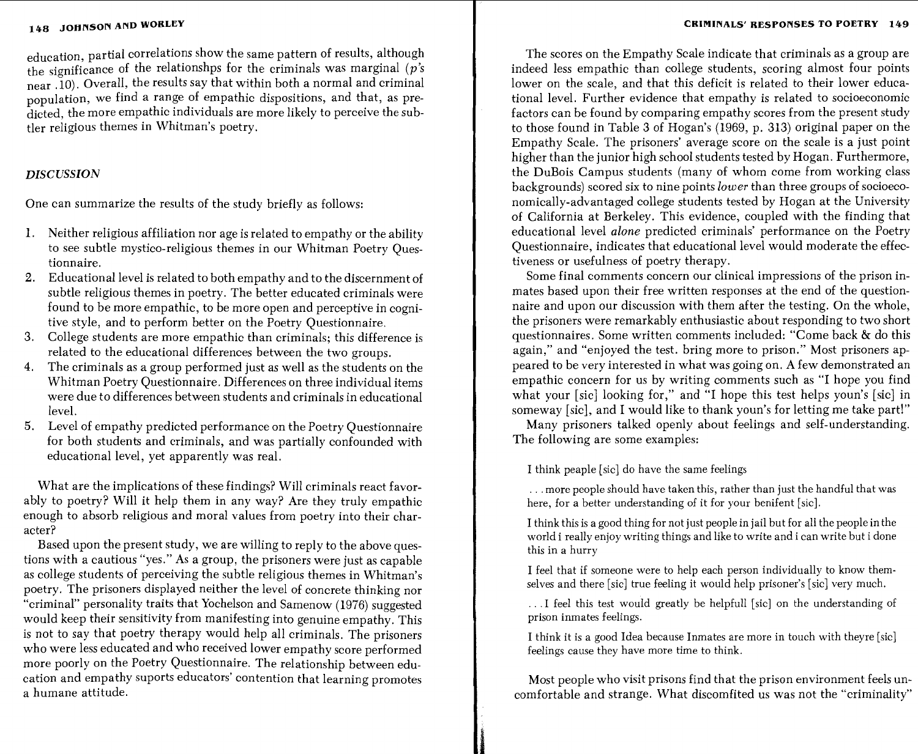education, partial correlations show the same pattern of results, although the significance of the relationshps for the criminals was marginal (*p's* near .10). Overall, the results say that within both a normal and criminal population, we find a range of empathic dispositions, and that, as predicted, the more empathic individuals are more likely to perceive the subtler religious themes in Whitman's poetry.

## DISCUSSION

One can summarize the results of the study briefly as follows:

1. Neither religious affiliation nor age is related to empathy or the ability to see subtle mystico-religious themes in our Whitman Poetry Questionnaire.
2. Educational level is related to both empathy and to the discernment of subtle religious themes in poetry. The better educated criminals were found to be more empathic, to be more open and perceptive in cognitive style, and to perform better on the Poetry Questionnaire.
3. College students are more empathic than criminals; this difference is related to the educational differences between the two groups.
4. The criminals as a group performed just as well as the students on the Whitman Poetry Questionnaire. Differences on three individual items were due to differences between students and criminals in educational level.
5. Level of empathy predicted performance on the Poetry Questionnaire for both students and criminals, and was partially confounded with educational level, yet apparently was real.

What are the implications of these findings? Will criminals react favorably to poetry? Will it help them in any way? Are they truly empathic enough to absorb religious and moral values from poetry into their character?

Based upon the present study, we are willing to reply to the above questions with a cautious "yes." As a group, the prisoners were just as capable as college students of perceiving the subtle religious themes in Whitman's poetry. The prisoners displayed neither the level of concrete thinking nor "criminal" personality traits that Yochelson and Samenow (1976) suggested would keep their sensitivity from manifesting into genuine empathy. This is not to say that poetry therapy would help all criminals. The prisoners who were less educated and who received lower empathy score performed more poorly on the Poetry Questionnaire. The relationship between education and empathy suports educators' contention that learning promotes a humane attitude.

The scores on the Empathy Scale indicate that criminals as a group are indeed less empathic than college students, scoring almost four points lower on the scale, and that this deficit is related to their lower educational level. Further evidence that empathy is related to socioeconomic factors can be found by comparing empathy scores from the present study to those found in Table 3 of Hogan's (1969, p. 313) original paper on the Empathy Scale. The prisoners' average score on the scale is a just point higher than the junior high school students tested by Hogan. Furthermore, the DuBois Campus students (many of whom come from working class backgrounds) scored six to nine points *lower* than three groups of socioeconomically-advantaged college students tested by Hogan at the University of California at Berkeley. This evidence, coupled with the finding that educational level *alone* predicted criminals' performance on the Poetry Questionnaire, indicates that educational level would moderate the effectiveness or usefulness of poetry therapy.

Some final comments concern our clinical impressions of the prison inmates based upon their free written responses at the end of the questionnaire and upon our discussion with them after the testing. On the whole, the prisoners were remarkably enthusiastic about responding to two short questionnaires. Some written comments included: "Come back & do this again," and "enjoyed the test. bring more to prison." Most prisoners appeared to be very interested in what was going on. A few demonstrated an empathic concern for us by writing comments such as "I hope you find what your [sic] looking for," and "I hope this test helps youn's [sic] in someway [sic], and I would like to thank youn's for letting me take part!"

Many prisoners talked openly about feelings and self-understanding. The following are some examples:

> I think peaple [sic] do have the same feelings
>
> . . . more people should have taken this, rather than just the handful that was here, for a better understanding of it for your benifent [sic].
>
> I think this is a good thing for not just people in jail but for all the people in the world i really enjoy writing things and like to write and i can write but i done this in a hurry
>
> I feel that if someone were to help each person individually to know themselves and there [sic] true feeling it would help prisoner's [sic] very much.
>
> . . . I feel this test would greatly be helpfull [sic] on the understanding of prison inmates feelings.
>
> I think it is a good Idea because Inmates are more in touch with theyre [sic] feelings cause they have more time to think.

Most people who visit prisons find that the prison environment feels uncomfortable and strange. What discomfited us was not the "criminality"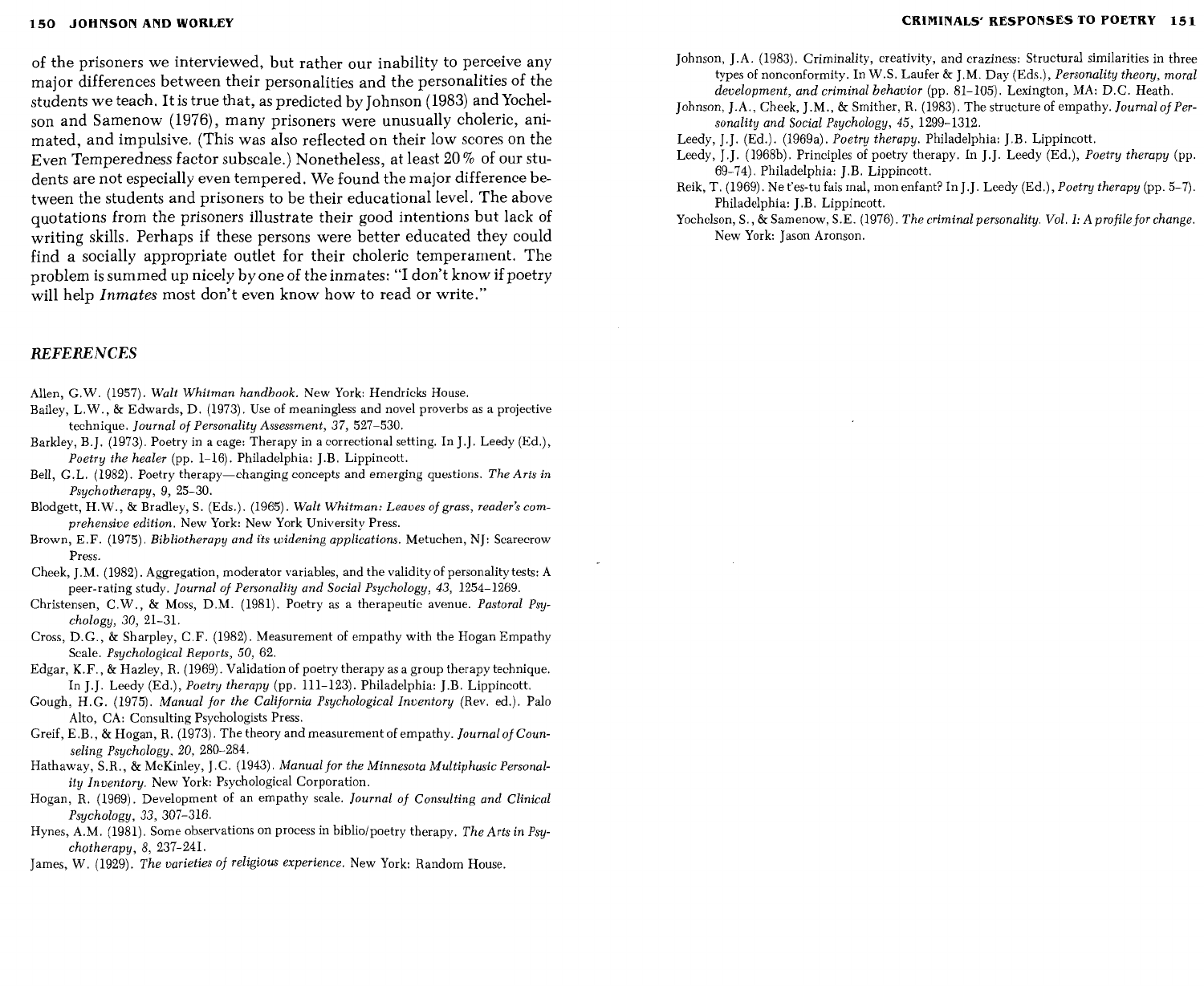of the prisoners we interviewed, but rather our inability to perceive any major differences between their personalities and the personalities of the students we teach. It is true that, as predicted by Johnson (1983) and Yochelson and Samenow (1976), many prisoners were unusually choleric, animated, and impulsive. (This was also reflected on their low scores on the Even Temperedness factor subscale.) Nonetheless, at least 20% of our students are not especially even tempered. We found the major difference between the students and prisoners to be their educational level. The above quotations from the prisoners illustrate their good intentions but lack of writing skills. Perhaps if these persons were better educated they could find a socially appropriate outlet for their choleric temperament. The problem is summed up nicely by one of the inmates: "I don't know if poetry will help *Inmates* most don't even know how to read or write."

## *REFERENCES*

Allen, G.W. (1957). *Walt Whitman handbook.* New York: Hendricks House.

Bailey, L.W., & Edwards, D. (1973). Use of meaningless and novel proverbs as a projective technique. *Journal of Personality Assessment, 37,* 527–530.

Barkley, B.J. (1973). Poetry in a cage: Therapy in a correctional setting. In J.J. Leedy (Ed.), *Poetry the healer* (pp. 1–16). Philadelphia: J.B. Lippincott.

Bell, G.L. (1982). Poetry therapy—changing concepts and emerging questions. *The Arts in Psychotherapy, 9,* 25–30.

Blodgett, H.W., & Bradley, S. (Eds.). (1965). *Walt Whitman: Leaves of grass, reader's comprehensive edition.* New York: New York University Press.

Brown, E.F. (1975). *Bibliotherapy and its widening applications.* Metuchen, NJ: Scarecrow Press.

Cheek, J.M. (1982). Aggregation, moderator variables, and the validity of personality tests: A peer-rating study. *Journal of Personality and Social Psychology, 43,* 1254–1269.

Christensen, C.W., & Moss, D.M. (1981). Poetry as a therapeutic avenue. *Pastoral Psychology, 30,* 21–31.

Cross, D.G., & Sharpley, C.F. (1982). Measurement of empathy with the Hogan Empathy Scale. *Psychological Reports, 50,* 62.

Edgar, K.F., & Hazley, R. (1969). Validation of poetry therapy as a group therapy technique. In J.J. Leedy (Ed.), *Poetry therapy* (pp. 111–123). Philadelphia: J.B. Lippincott.

Gough, H.G. (1975). *Manual for the California Psychological Inventory* (Rev. ed.). Palo Alto, CA: Consulting Psychologists Press.

Greif, E.B., & Hogan, R. (1973). The theory and measurement of empathy. *Journal of Counseling Psychology, 20,* 280–284.

Hathaway, S.R., & McKinley, J.C. (1943). *Manual for the Minnesota Multiphasic Personality Inventory.* New York: Psychological Corporation.

Hogan, R. (1969). Development of an empathy scale. *Journal of Consulting and Clinical Psychology, 33,* 307–316.

Hynes, A.M. (1981). Some observations on process in biblio/poetry therapy. *The Arts in Psychotherapy, 8,* 237–241.

James, W. (1929). *The varieties of religious experience.* New York: Random House.

Johnson, J.A. (1983). Criminality, creativity, and craziness: Structural similarities in three types of nonconformity. In W.S. Laufer & J.M. Day (Eds.), *Personality theory, moral development, and criminal behavior* (pp. 81–105). Lexington, MA: D.C. Heath.

Johnson, J.A., Cheek, J.M., & Smither, R. (1983). The structure of empathy. *Journal of Personality and Social Psychology, 45,* 1299–1312.

Leedy, J.J. (Ed.). (1969a). *Poetry therapy.* Philadelphia: J.B. Lippincott.

Leedy, J.J. (1968b). Principles of poetry therapy. In J.J. Leedy (Ed.), *Poetry therapy* (pp. 69–74). Philadelphia: J.B. Lippincott.

Reik, T. (1969). Ne t'es-tu fais mal, mon enfant? In J.J. Leedy (Ed.), *Poetry therapy* (pp. 5–7). Philadelphia: J.B. Lippincott.

Yochelson, S., & Samenow, S.E. (1976). *The criminal personality. Vol. I: A profile for change.* New York: Jason Aronson.